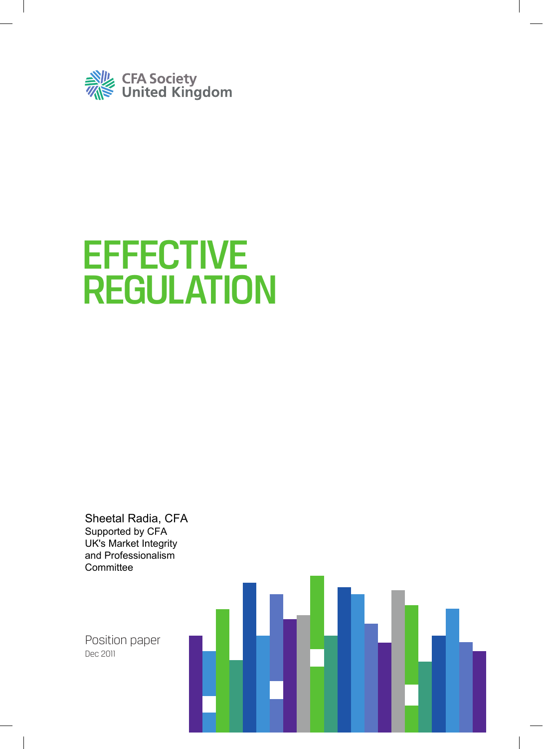CFA Society United Kingdom

# EFFECTIVE REGULATION

Sheetal Radia, CFA
Supported by CFA UK's Market Integrity and Professionalism Committee

Position paper
Dec 2011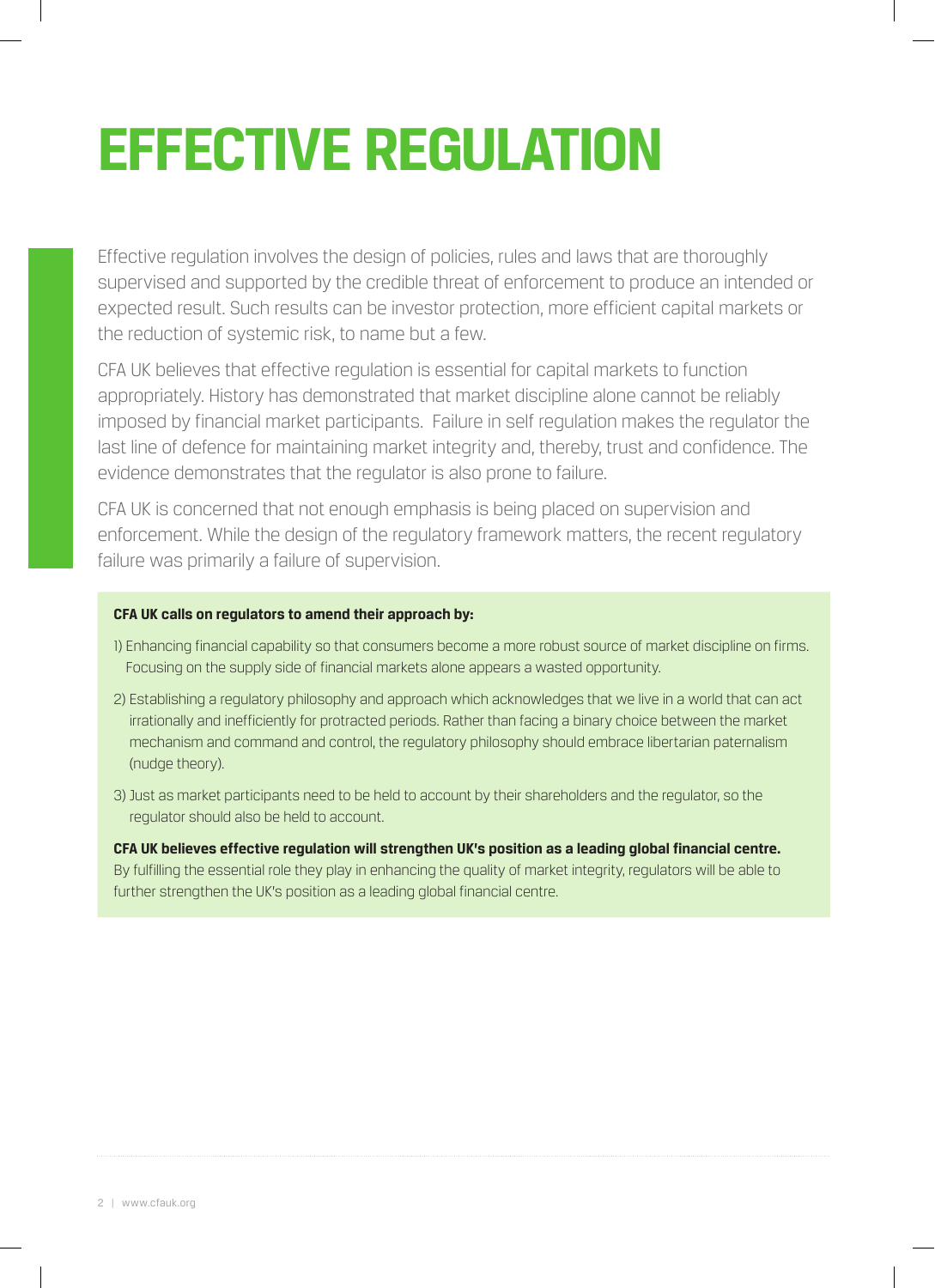# EFFECTIVE REGULATION

Effective regulation involves the design of policies, rules and laws that are thoroughly supervised and supported by the credible threat of enforcement to produce an intended or expected result. Such results can be investor protection, more efficient capital markets or the reduction of systemic risk, to name but a few.

CFA UK believes that effective regulation is essential for capital markets to function appropriately. History has demonstrated that market discipline alone cannot be reliably imposed by financial market participants. Failure in self regulation makes the regulator the last line of defence for maintaining market integrity and, thereby, trust and confidence. The evidence demonstrates that the regulator is also prone to failure.

CFA UK is concerned that not enough emphasis is being placed on supervision and enforcement. While the design of the regulatory framework matters, the recent regulatory failure was primarily a failure of supervision.

**CFA UK calls on regulators to amend their approach by:**

1) Enhancing financial capability so that consumers become a more robust source of market discipline on firms. Focusing on the supply side of financial markets alone appears a wasted opportunity.

2) Establishing a regulatory philosophy and approach which acknowledges that we live in a world that can act irrationally and inefficiently for protracted periods. Rather than facing a binary choice between the market mechanism and command and control, the regulatory philosophy should embrace libertarian paternalism (nudge theory).

3) Just as market participants need to be held to account by their shareholders and the regulator, so the regulator should also be held to account.

**CFA UK believes effective regulation will strengthen UK's position as a leading global financial centre.** By fulfilling the essential role they play in enhancing the quality of market integrity, regulators will be able to further strengthen the UK's position as a leading global financial centre.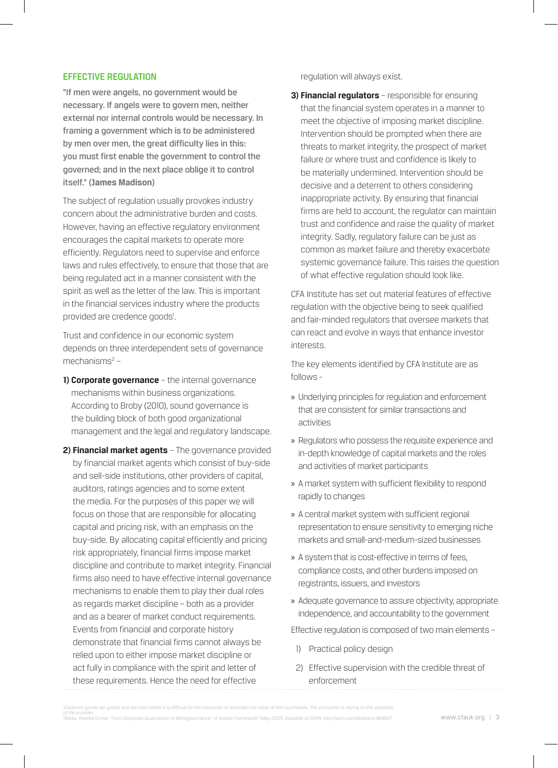## EFFECTIVE REGULATION

**"If men were angels, no government would be necessary. If angels were to govern men, neither external nor internal controls would be necessary. In framing a government which is to be administered by men over men, the great difficulty lies in this: you must first enable the government to control the governed; and in the next place oblige it to control itself." (James Madison)**

The subject of regulation usually provokes industry concern about the administrative burden and costs. However, having an effective regulatory environment encourages the capital markets to operate more efficiently. Regulators need to supervise and enforce laws and rules effectively, to ensure that those that are being regulated act in a manner consistent with the spirit as well as the letter of the law. This is important in the financial services industry where the products provided are credence goods[1].

Trust and confidence in our economic system depends on three interdependent sets of governance mechanisms[2] –

1) **Corporate governance** – the internal governance mechanisms within business organizations. According to Broby (2010), sound governance is the building block of both good organizational management and the legal and regulatory landscape.

2) **Financial market agents** – The governance provided by financial market agents which consist of buy-side and sell-side institutions, other providers of capital, auditors, ratings agencies and to some extent the media. For the purposes of this paper we will focus on those that are responsible for allocating capital and pricing risk, with an emphasis on the buy-side. By allocating capital efficiently and pricing risk appropriately, financial firms impose market discipline and contribute to market integrity. Financial firms also need to have effective internal governance mechanisms to enable them to play their dual roles as regards market discipline – both as a provider and as a bearer of market conduct requirements. Events from financial and corporate history demonstrate that financial firms cannot always be relied upon to either impose market discipline or act fully in compliance with the spirit and letter of these requirements. Hence the need for effective regulation will always exist.

3) **Financial regulators** – responsible for ensuring that the financial system operates in a manner to meet the objective of imposing market discipline. Intervention should be prompted when there are threats to market integrity, the prospect of market failure or where trust and confidence is likely to be materially undermined. Intervention should be decisive and a deterrent to others considering inappropriate activity. By ensuring that financial firms are held to account, the regulator can maintain trust and confidence and raise the quality of market integrity. Sadly, regulatory failure can be just as common as market failure and thereby exacerbate systemic governance failure. This raises the question of what effective regulation should look like.

CFA Institute has set out material features of effective regulation with the objective being to seek qualified and fair-minded regulators that oversee markets that can react and evolve in ways that enhance investor interests.

The key elements identified by CFA Institute are as follows -

- Underlying principles for regulation and enforcement that are consistent for similar transactions and activities
- Regulators who possess the requisite experience and in-depth knowledge of capital markets and the roles and activities of market participants
- A market system with sufficient flexibility to respond rapidly to changes
- A central market system with sufficient regional representation to ensure sensitivity to emerging niche markets and small-and-medium-sized businesses
- A system that is cost-effective in terms of fees, compliance costs, and other burdens imposed on registrants, issuers, and investors
- Adequate governance to assure objectivity, appropriate independence, and accountability to the government

Effective regulation is composed of two main elements –

1) Practical policy design
2) Effective supervision with the credible threat of enforcement

---

[1] Credence goods are goods and services where it is difficult for the consumer to ascertain the value of their purchases. The consumer is relying on the expertise of the provider.
[2] Radia, Sheetal Kumar, "From Corporate Governance to Metagovernance - A Holistic Framework" (May 2007). Available at SSRN: http://ssrn.com/abstract=984647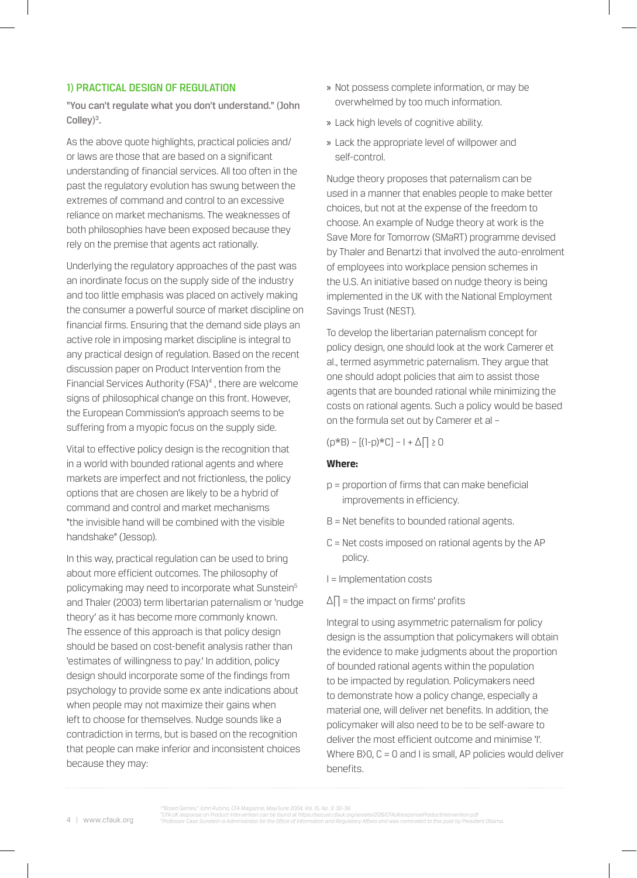### 1) PRACTICAL DESIGN OF REGULATION

**"You can't regulate what you don't understand." (John Colley)[3].**

As the above quote highlights, practical policies and/or laws are those that are based on a significant understanding of financial services. All too often in the past the regulatory evolution has swung between the extremes of command and control to an excessive reliance on market mechanisms. The weaknesses of both philosophies have been exposed because they rely on the premise that agents act rationally.

Underlying the regulatory approaches of the past was an inordinate focus on the supply side of the industry and too little emphasis was placed on actively making the consumer a powerful source of market discipline on financial firms. Ensuring that the demand side plays an active role in imposing market discipline is integral to any practical design of regulation. Based on the recent discussion paper on Product Intervention from the Financial Services Authority (FSA)[4], there are welcome signs of philosophical change on this front. However, the European Commission's approach seems to be suffering from a myopic focus on the supply side.

Vital to effective policy design is the recognition that in a world with bounded rational agents and where markets are imperfect and not frictionless, the policy options that are chosen are likely to be a hybrid of command and control and market mechanisms "the invisible hand will be combined with the visible handshake" (Jessop).

In this way, practical regulation can be used to bring about more efficient outcomes. The philosophy of policymaking may need to incorporate what Sunstein[5] and Thaler (2003) term libertarian paternalism or 'nudge theory' as it has become more commonly known. The essence of this approach is that policy design should be based on cost-benefit analysis rather than 'estimates of willingness to pay.' In addition, policy design should incorporate some of the findings from psychology to provide some ex ante indications about when people may not maximize their gains when left to choose for themselves. Nudge sounds like a contradiction in terms, but is based on the recognition that people can make inferior and inconsistent choices because they may:

- Not possess complete information, or may be overwhelmed by too much information.
- Lack high levels of cognitive ability.
- Lack the appropriate level of willpower and self-control.

Nudge theory proposes that paternalism can be used in a manner that enables people to make better choices, but not at the expense of the freedom to choose. An example of Nudge theory at work is the Save More for Tomorrow (SMaRT) programme devised by Thaler and Benartzi that involved the auto-enrolment of employees into workplace pension schemes in the U.S. An initiative based on nudge theory is being implemented in the UK with the National Employment Savings Trust (NEST).

To develop the libertarian paternalism concept for policy design, one should look at the work Camerer et al., termed asymmetric paternalism. They argue that one should adopt policies that aim to assist those agents that are bounded rational while minimizing the costs on rational agents. Such a policy would be based on the formula set out by Camerer et al –

$$(p*B) - [(1-p)*C] - I + \Delta\Pi \geq 0$$

**Where:**

p = proportion of firms that can make beneficial improvements in efficiency.

B = Net benefits to bounded rational agents.

C = Net costs imposed on rational agents by the AP policy.

I = Implementation costs

$\Delta\Pi$ = the impact on firms' profits

Integral to using asymmetric paternalism for policy design is the assumption that policymakers will obtain the evidence to make judgments about the proportion of bounded rational agents within the population to be impacted by regulation. Policymakers need to demonstrate how a policy change, especially a material one, will deliver net benefits. In addition, the policymaker will also need to be to be self-aware to deliver the most efficient outcome and minimise 'I'. Where B>0, C = 0 and I is small, AP policies would deliver benefits.

---

[3] "Board Games," John Rubino, CFA Magazine, May/June 2004, Vol. 15, No. 3. 30-36.
[4] CFA UK response on Product Intervention can be found at https://secure.cfauk.org/assets/2126/CFAUKresponseProductIntervention.pdf
[5] Professor Cass Sunstein is Administrator for the Office of Information and Regulatory Affairs and was nominated to this post by President Obama.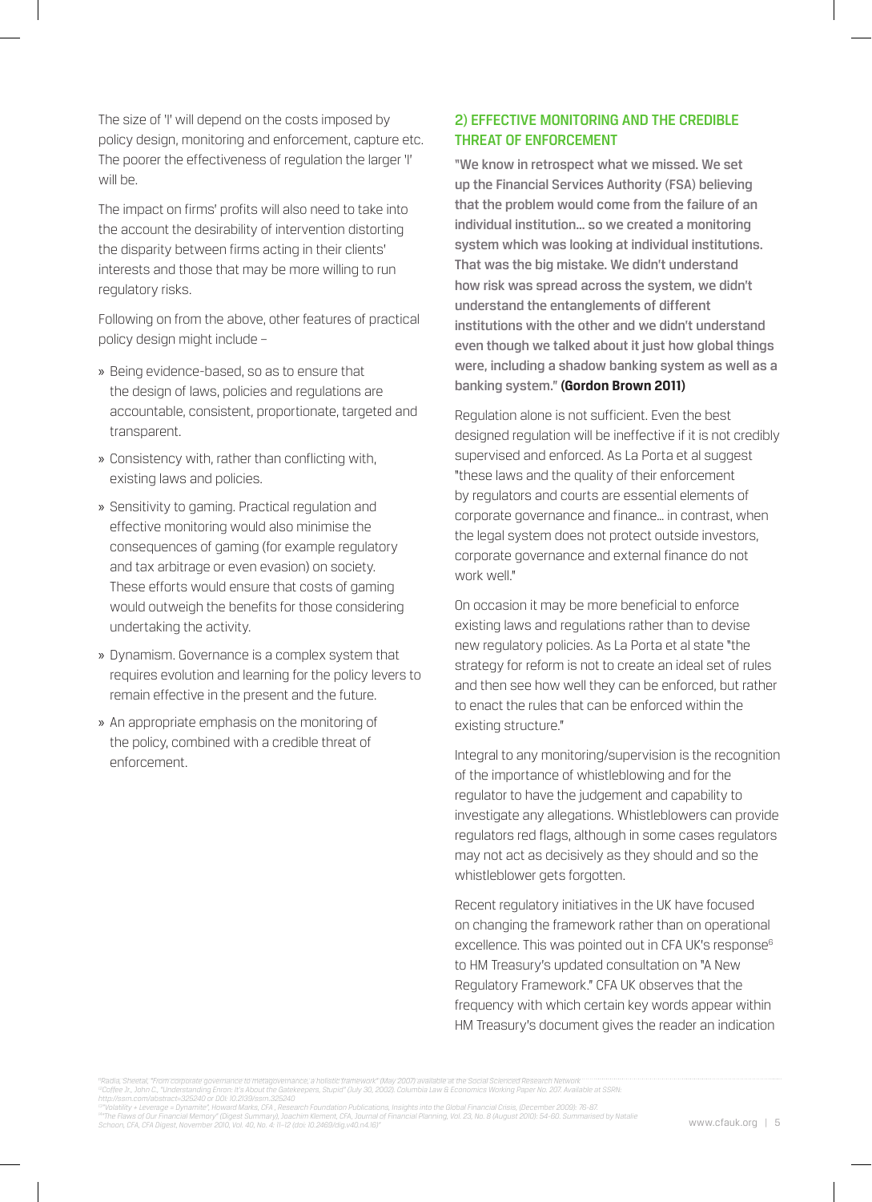The size of 'I' will depend on the costs imposed by policy design, monitoring and enforcement, capture etc. The poorer the effectiveness of regulation the larger 'I' will be.

The impact on firms' profits will also need to take into the account the desirability of intervention distorting the disparity between firms acting in their clients' interests and those that may be more willing to run regulatory risks.

Following on from the above, other features of practical policy design might include –

» Being evidence-based, so as to ensure that the design of laws, policies and regulations are accountable, consistent, proportionate, targeted and transparent.

» Consistency with, rather than conflicting with, existing laws and policies.

» Sensitivity to gaming. Practical regulation and effective monitoring would also minimise the consequences of gaming (for example regulatory and tax arbitrage or even evasion) on society. These efforts would ensure that costs of gaming would outweigh the benefits for those considering undertaking the activity.

» Dynamism. Governance is a complex system that requires evolution and learning for the policy levers to remain effective in the present and the future.

» An appropriate emphasis on the monitoring of the policy, combined with a credible threat of enforcement.

## 2) EFFECTIVE MONITORING AND THE CREDIBLE THREAT OF ENFORCEMENT

"We know in retrospect what we missed. We set up the Financial Services Authority (FSA) believing that the problem would come from the failure of an individual institution… so we created a monitoring system which was looking at individual institutions. That was the big mistake. We didn't understand how risk was spread across the system, we didn't understand the entanglements of different institutions with the other and we didn't understand even though we talked about it just how global things were, including a shadow banking system as well as a banking system." **(Gordon Brown 2011)**

Regulation alone is not sufficient. Even the best designed regulation will be ineffective if it is not credibly supervised and enforced. As La Porta et al suggest "these laws and the quality of their enforcement by regulators and courts are essential elements of corporate governance and finance… in contrast, when the legal system does not protect outside investors, corporate governance and external finance do not work well."

On occasion it may be more beneficial to enforce existing laws and regulations rather than to devise new regulatory policies. As La Porta et al state "the strategy for reform is not to create an ideal set of rules and then see how well they can be enforced, but rather to enact the rules that can be enforced within the existing structure."

Integral to any monitoring/supervision is the recognition of the importance of whistleblowing and for the regulator to have the judgement and capability to investigate any allegations. Whistleblowers can provide regulators red flags, although in some cases regulators may not act as decisively as they should and so the whistleblower gets forgotten.

Recent regulatory initiatives in the UK have focused on changing the framework rather than on operational excellence. This was pointed out in CFA UK's response[6] to HM Treasury's updated consultation on "A New Regulatory Framework." CFA UK observes that the frequency with which certain key words appear within HM Treasury's document gives the reader an indication

---

[9]Radia, Sheetal, "From corporate governance to metagovernance; a holistic framework" (May 2007) available at the Social Sciences Research Network
[10]Coffee Jr., John C., "Understanding Enron: It's About the Gatekeepers, Stupid" (July 30, 2002). Columbia Law & Economics Working Paper No. 207. Available at SSRN: http://ssrn.com/abstract=325240 or DOI: 10.2139/ssrn.325240
[11]"Volatility + Leverage = Dynamite", Howard Marks, CFA , Research Foundation Publications, Insights into the Global Financial Crisis, (December 2009): 76-87.
[12]"The Flaws of Our Financial Memory" (Digest Summary), Joachim Klement, CFA, Journal of Financial Planning, Vol. 23, No. 8 (August 2010): 54-60. Summarised by Natalie Schoon, CFA, CFA Digest, November 2010, Vol. 40, No. 4: 11–12 (doi: 10.2469/dig.v40.n4.16)"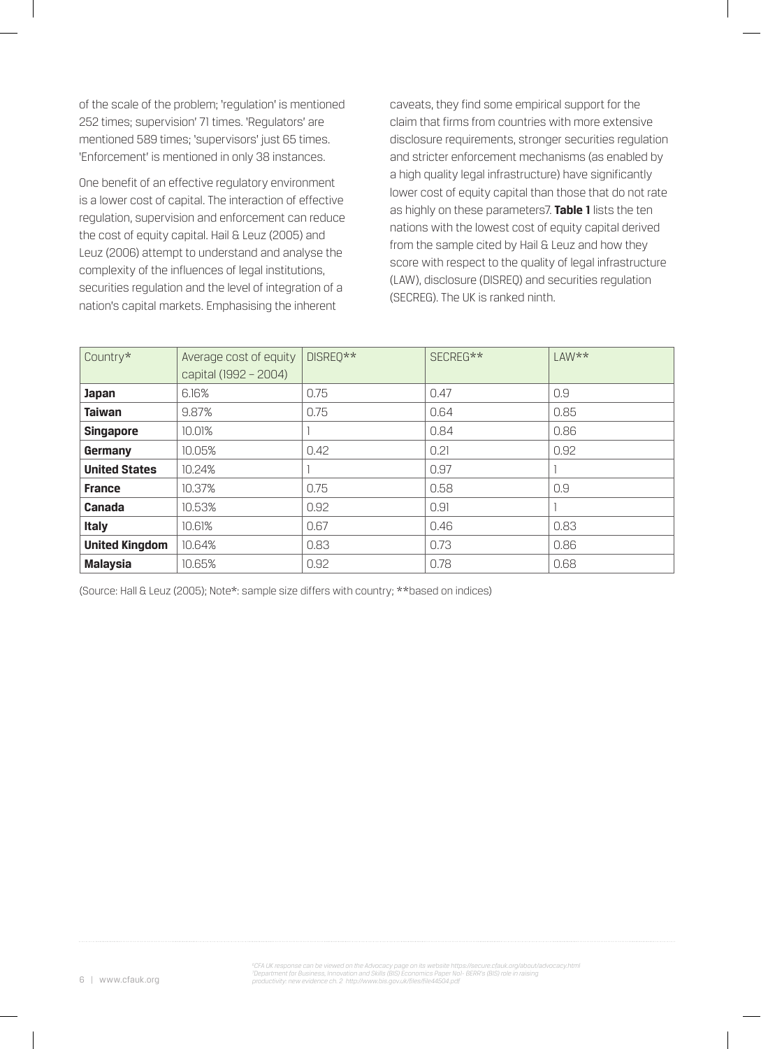of the scale of the problem; 'regulation' is mentioned 252 times; supervision' 71 times. 'Regulators' are mentioned 589 times; 'supervisors' just 65 times. 'Enforcement' is mentioned in only 38 instances.

One benefit of an effective regulatory environment is a lower cost of capital. The interaction of effective regulation, supervision and enforcement can reduce the cost of equity capital. Hail & Leuz (2005) and Leuz (2006) attempt to understand and analyse the complexity of the influences of legal institutions, securities regulation and the level of integration of a nation's capital markets. Emphasising the inherent caveats, they find some empirical support for the claim that firms from countries with more extensive disclosure requirements, stronger securities regulation and stricter enforcement mechanisms (as enabled by a high quality legal infrastructure) have significantly lower cost of equity capital than those that do not rate as highly on these parameters[7]. **Table 1** lists the ten nations with the lowest cost of equity capital derived from the sample cited by Hail & Leuz and how they score with respect to the quality of legal infrastructure (LAW), disclosure (DISREQ) and securities regulation (SECREG). The UK is ranked ninth.

| Country* | Average cost of equity capital (1992 – 2004) | DISREQ** | SECREG** | LAW** |
|---|---|---|---|---|
| **Japan** | 6.16% | 0.75 | 0.47 | 0.9 |
| **Taiwan** | 9.87% | 0.75 | 0.64 | 0.85 |
| **Singapore** | 10.01% | 1 | 0.84 | 0.86 |
| **Germany** | 10.05% | 0.42 | 0.21 | 0.92 |
| **United States** | 10.24% | 1 | 0.97 | 1 |
| **France** | 10.37% | 0.75 | 0.58 | 0.9 |
| **Canada** | 10.53% | 0.92 | 0.91 | 1 |
| **Italy** | 10.61% | 0.67 | 0.46 | 0.83 |
| **United Kingdom** | 10.64% | 0.83 | 0.73 | 0.86 |
| **Malaysia** | 10.65% | 0.92 | 0.78 | 0.68 |

(Source: Hall & Leuz (2005); Note*: sample size differs with country; **based on indices)

[6]CFA UK response can be viewed on the Advocacy page on its website https://secure.cfauk.org/about/advocacy.html
[7]Department for Business, Innovation and Skills (BIS) Economics Paper No1- BERR's (BIS) role in raising productivity: new evidence ch. 2 http://www.bis.gov.uk/files/file44504.pdf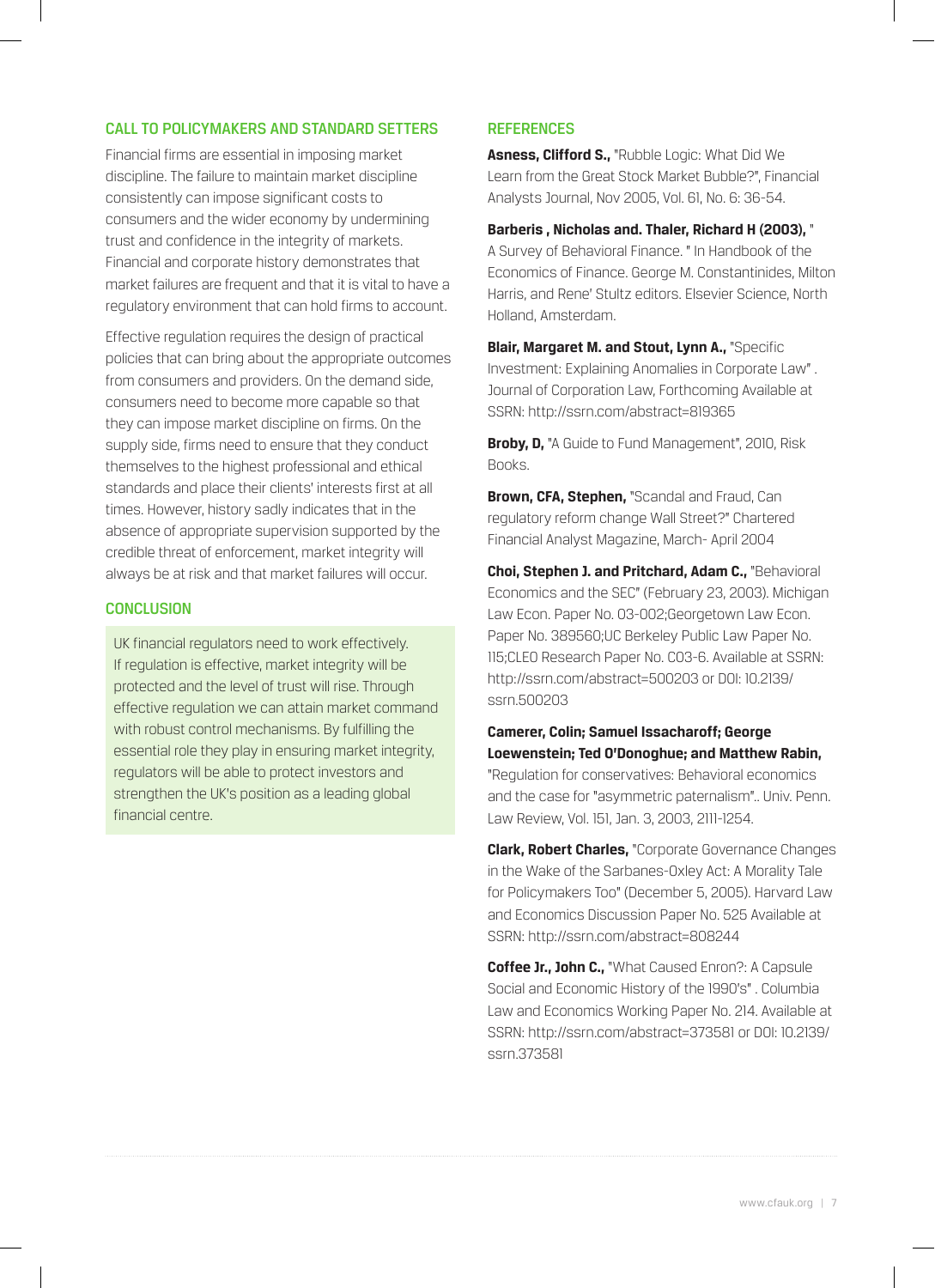## CALL TO POLICYMAKERS AND STANDARD SETTERS

Financial firms are essential in imposing market discipline. The failure to maintain market discipline consistently can impose significant costs to consumers and the wider economy by undermining trust and confidence in the integrity of markets. Financial and corporate history demonstrates that market failures are frequent and that it is vital to have a regulatory environment that can hold firms to account.

Effective regulation requires the design of practical policies that can bring about the appropriate outcomes from consumers and providers. On the demand side, consumers need to become more capable so that they can impose market discipline on firms. On the supply side, firms need to ensure that they conduct themselves to the highest professional and ethical standards and place their clients' interests first at all times. However, history sadly indicates that in the absence of appropriate supervision supported by the credible threat of enforcement, market integrity will always be at risk and that market failures will occur.

## CONCLUSION

UK financial regulators need to work effectively. If regulation is effective, market integrity will be protected and the level of trust will rise. Through effective regulation we can attain market command with robust control mechanisms. By fulfilling the essential role they play in ensuring market integrity, regulators will be able to protect investors and strengthen the UK's position as a leading global financial centre.

## REFERENCES

**Asness, Clifford S.,** "Rubble Logic: What Did We Learn from the Great Stock Market Bubble?", Financial Analysts Journal, Nov 2005, Vol. 61, No. 6: 36-54.

**Barberis , Nicholas and. Thaler, Richard H (2003),** " A Survey of Behavioral Finance. " In Handbook of the Economics of Finance. George M. Constantinides, Milton Harris, and Rene' Stultz editors. Elsevier Science, North Holland, Amsterdam.

**Blair, Margaret M. and Stout, Lynn A.,** "Specific Investment: Explaining Anomalies in Corporate Law" . Journal of Corporation Law, Forthcoming Available at SSRN: http://ssrn.com/abstract=819365

**Broby, D,** "A Guide to Fund Management", 2010, Risk Books.

**Brown, CFA, Stephen,** "Scandal and Fraud, Can regulatory reform change Wall Street?" Chartered Financial Analyst Magazine, March- April 2004

**Choi, Stephen J. and Pritchard, Adam C.,** "Behavioral Economics and the SEC" (February 23, 2003). Michigan Law Econ. Paper No. 03-002;Georgetown Law Econ. Paper No. 389560;UC Berkeley Public Law Paper No. 115;CLEO Research Paper No. C03-6. Available at SSRN: http://ssrn.com/abstract=500203 or DOI: 10.2139/ssrn.500203

**Camerer, Colin; Samuel Issacharoff; George Loewenstein; Ted O'Donoghue; and Matthew Rabin,** "Regulation for conservatives: Behavioral economics and the case for "asymmetric paternalism".. Univ. Penn. Law Review, Vol. 151, Jan. 3, 2003, 2111-1254.

**Clark, Robert Charles,** "Corporate Governance Changes in the Wake of the Sarbanes-Oxley Act: A Morality Tale for Policymakers Too" (December 5, 2005). Harvard Law and Economics Discussion Paper No. 525 Available at SSRN: http://ssrn.com/abstract=808244

**Coffee Jr., John C.,** "What Caused Enron?: A Capsule Social and Economic History of the 1990's" . Columbia Law and Economics Working Paper No. 214. Available at SSRN: http://ssrn.com/abstract=373581 or DOI: 10.2139/ssrn.373581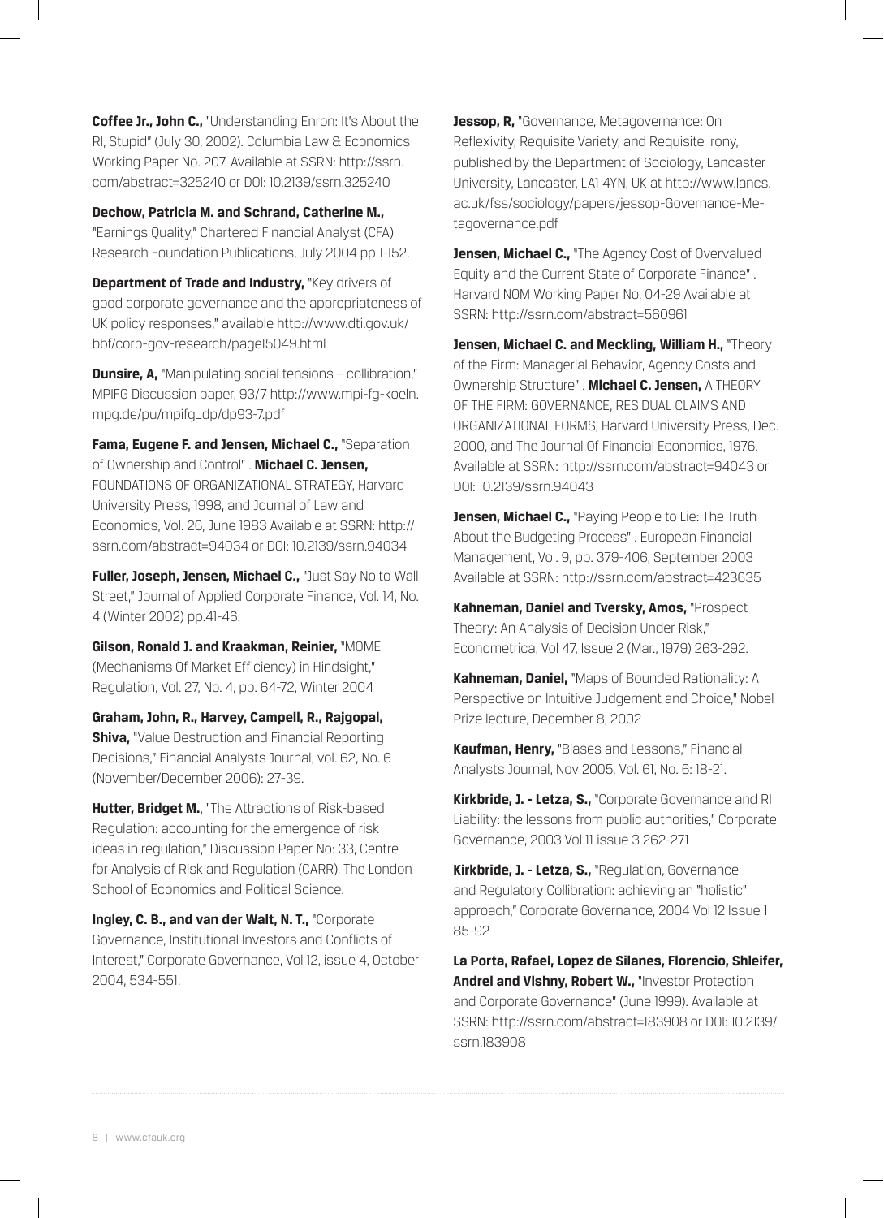**Coffee Jr., John C.,** "Understanding Enron: It's About the RI, Stupid" (July 30, 2002). Columbia Law & Economics Working Paper No. 207. Available at SSRN: http://ssrn.com/abstract=325240 or DOI: 10.2139/ssrn.325240

**Dechow, Patricia M. and Schrand, Catherine M.,** "Earnings Quality," Chartered Financial Analyst (CFA) Research Foundation Publications, July 2004 pp 1-152.

**Department of Trade and Industry,** "Key drivers of good corporate governance and the appropriateness of UK policy responses," available http://www.dti.gov.uk/bbf/corp-gov-research/page15049.html

**Dunsire, A,** "Manipulating social tensions – collibration," MPIFG Discussion paper, 93/7 http://www.mpi-fg-koeln.mpg.de/pu/mpifg_dp/dp93-7.pdf

**Fama, Eugene F. and Jensen, Michael C.,** "Separation of Ownership and Control" . **Michael C. Jensen,** FOUNDATIONS OF ORGANIZATIONAL STRATEGY, Harvard University Press, 1998, and Journal of Law and Economics, Vol. 26, June 1983 Available at SSRN: http://ssrn.com/abstract=94034 or DOI: 10.2139/ssrn.94034

**Fuller, Joseph, Jensen, Michael C.,** "Just Say No to Wall Street," Journal of Applied Corporate Finance, Vol. 14, No. 4 (Winter 2002) pp.41-46.

**Gilson, Ronald J. and Kraakman, Reinier,** "MOME (Mechanisms Of Market Efficiency) in Hindsight," Regulation, Vol. 27, No. 4, pp. 64-72, Winter 2004

**Graham, John, R., Harvey, Campell, R., Rajgopal, Shiva,** "Value Destruction and Financial Reporting Decisions," Financial Analysts Journal, vol. 62, No. 6 (November/December 2006): 27-39.

**Hutter, Bridget M.**, "The Attractions of Risk-based Regulation: accounting for the emergence of risk ideas in regulation," Discussion Paper No: 33, Centre for Analysis of Risk and Regulation (CARR), The London School of Economics and Political Science.

**Ingley, C. B., and van der Walt, N. T.,** "Corporate Governance, Institutional Investors and Conflicts of Interest," Corporate Governance, Vol 12, issue 4, October 2004, 534-551.

**Jessop, R,** "Governance, Metagovernance: On Reflexivity, Requisite Variety, and Requisite Irony, published by the Department of Sociology, Lancaster University, Lancaster, LA1 4YN, UK at http://www.lancs.ac.uk/fss/sociology/papers/jessop-Governance-Metagovernance.pdf

**Jensen, Michael C.,** "The Agency Cost of Overvalued Equity and the Current State of Corporate Finance" . Harvard NOM Working Paper No. 04-29 Available at SSRN: http://ssrn.com/abstract=560961

**Jensen, Michael C. and Meckling, William H.,** "Theory of the Firm: Managerial Behavior, Agency Costs and Ownership Structure" . **Michael C. Jensen,** A THEORY OF THE FIRM: GOVERNANCE, RESIDUAL CLAIMS AND ORGANIZATIONAL FORMS, Harvard University Press, Dec. 2000, and The Journal Of Financial Economics, 1976. Available at SSRN: http://ssrn.com/abstract=94043 or DOI: 10.2139/ssrn.94043

**Jensen, Michael C.,** "Paying People to Lie: The Truth About the Budgeting Process" . European Financial Management, Vol. 9, pp. 379-406, September 2003 Available at SSRN: http://ssrn.com/abstract=423635

**Kahneman, Daniel and Tversky, Amos,** "Prospect Theory: An Analysis of Decision Under Risk," Econometrica, Vol 47, Issue 2 (Mar., 1979) 263-292.

**Kahneman, Daniel,** "Maps of Bounded Rationality: A Perspective on Intuitive Judgement and Choice," Nobel Prize lecture, December 8, 2002

**Kaufman, Henry,** "Biases and Lessons," Financial Analysts Journal, Nov 2005, Vol. 61, No. 6: 18-21.

**Kirkbride, J. - Letza, S.,** "Corporate Governance and RI Liability: the lessons from public authorities," Corporate Governance, 2003 Vol 11 issue 3 262-271

**Kirkbride, J. - Letza, S.,** "Regulation, Governance and Regulatory Collibration: achieving an "holistic" approach," Corporate Governance, 2004 Vol 12 Issue 1 85-92

**La Porta, Rafael, Lopez de Silanes, Florencio, Shleifer, Andrei and Vishny, Robert W.,** "Investor Protection and Corporate Governance" (June 1999). Available at SSRN: http://ssrn.com/abstract=183908 or DOI: 10.2139/ssrn.183908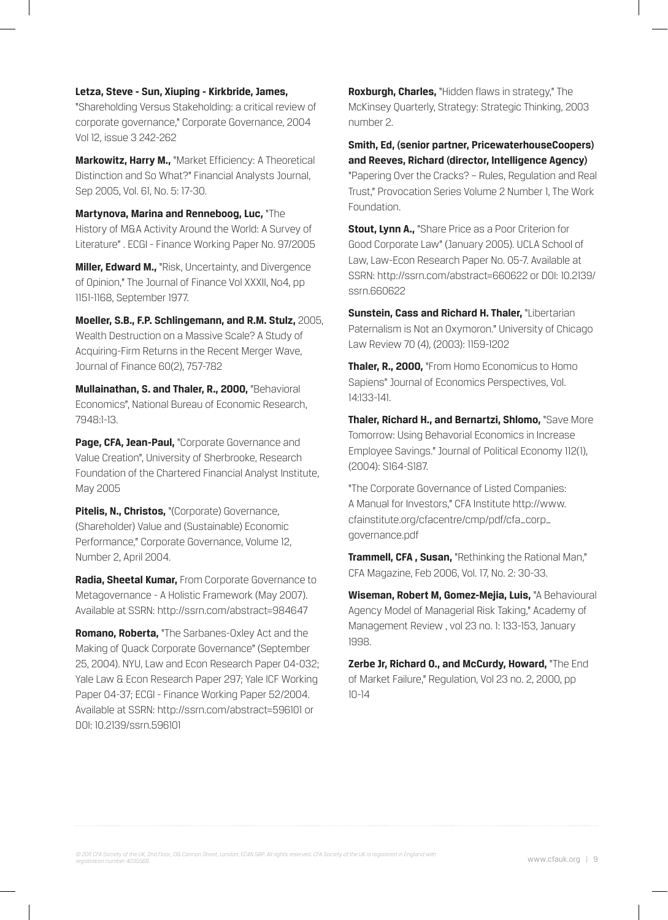**Letza, Steve - Sun, Xiuping - Kirkbride, James,** "Shareholding Versus Stakeholding: a critical review of corporate governance," Corporate Governance, 2004 Vol 12, issue 3 242-262

**Markowitz, Harry M.,** "Market Efficiency: A Theoretical Distinction and So What?" Financial Analysts Journal, Sep 2005, Vol. 61, No. 5: 17-30.

**Martynova, Marina and Renneboog, Luc,** "The History of M&A Activity Around the World: A Survey of Literature" . ECGI - Finance Working Paper No. 97/2005

**Miller, Edward M.,** "Risk, Uncertainty, and Divergence of Opinion," The Journal of Finance Vol XXXII, No4, pp 1151-1168, September 1977.

**Moeller, S.B., F.P. Schlingemann, and R.M. Stulz,** 2005, Wealth Destruction on a Massive Scale? A Study of Acquiring-Firm Returns in the Recent Merger Wave, Journal of Finance 60(2), 757-782

**Mullainathan, S. and Thaler, R., 2000,** "Behavioral Economics", National Bureau of Economic Research, 7948:1-13.

**Page, CFA, Jean-Paul,** "Corporate Governance and Value Creation", University of Sherbrooke, Research Foundation of the Chartered Financial Analyst Institute, May 2005

**Pitelis, N., Christos,** "(Corporate) Governance, (Shareholder) Value and (Sustainable) Economic Performance," Corporate Governance, Volume 12, Number 2, April 2004.

**Radia, Sheetal Kumar,** From Corporate Governance to Metagovernance - A Holistic Framework (May 2007). Available at SSRN: http://ssrn.com/abstract=984647

**Romano, Roberta,** "The Sarbanes-Oxley Act and the Making of Quack Corporate Governance" (September 25, 2004). NYU, Law and Econ Research Paper 04-032; Yale Law & Econ Research Paper 297; Yale ICF Working Paper 04-37; ECGI - Finance Working Paper 52/2004. Available at SSRN: http://ssrn.com/abstract=596101 or DOI: 10.2139/ssrn.596101

**Roxburgh, Charles,** "Hidden flaws in strategy," The McKinsey Quarterly, Strategy: Strategic Thinking, 2003 number 2.

**Smith, Ed, (senior partner, PricewaterhouseCoopers) and Reeves, Richard (director, Intelligence Agency)** "Papering Over the Cracks? – Rules, Regulation and Real Trust," Provocation Series Volume 2 Number 1, The Work Foundation.

**Stout, Lynn A.,** "Share Price as a Poor Criterion for Good Corporate Law" (January 2005). UCLA School of Law, Law-Econ Research Paper No. 05-7. Available at SSRN: http://ssrn.com/abstract=660622 or DOI: 10.2139/ssrn.660622

**Sunstein, Cass and Richard H. Thaler,** "Libertarian Paternalism is Not an Oxymoron." University of Chicago Law Review 70 (4), (2003): 1159-1202

**Thaler, R., 2000,** "From Homo Economicus to Homo Sapiens" Journal of Economics Perspectives, Vol. 14:133-141.

**Thaler, Richard H., and Bernartzi, Shlomo,** "Save More Tomorrow: Using Behavorial Economics in Increase Employee Savings." Journal of Political Economy 112(1), (2004): S164-S187.

"The Corporate Governance of Listed Companies: A Manual for Investors," CFA Institute http://www.cfainstitute.org/cfacentre/cmp/pdf/cfa_corp_governance.pdf

**Trammell, CFA , Susan,** "Rethinking the Rational Man," CFA Magazine, Feb 2006, Vol. 17, No. 2: 30-33.

**Wiseman, Robert M, Gomez-Mejia, Luis,** "A Behavioural Agency Model of Managerial Risk Taking," Academy of Management Review , vol 23 no. 1: 133-153, January 1998.

**Zerbe Jr, Richard O., and McCurdy, Howard,** "The End of Market Failure," Regulation, Vol 23 no. 2, 2000, pp 10-14

*© 2011 CFA Society of the UK, 2nd Floor, 135 Cannon Street, London, EC4N 5BP. All rights reserved. CFA Society of the UK is registered in England with registration number 4035569.*